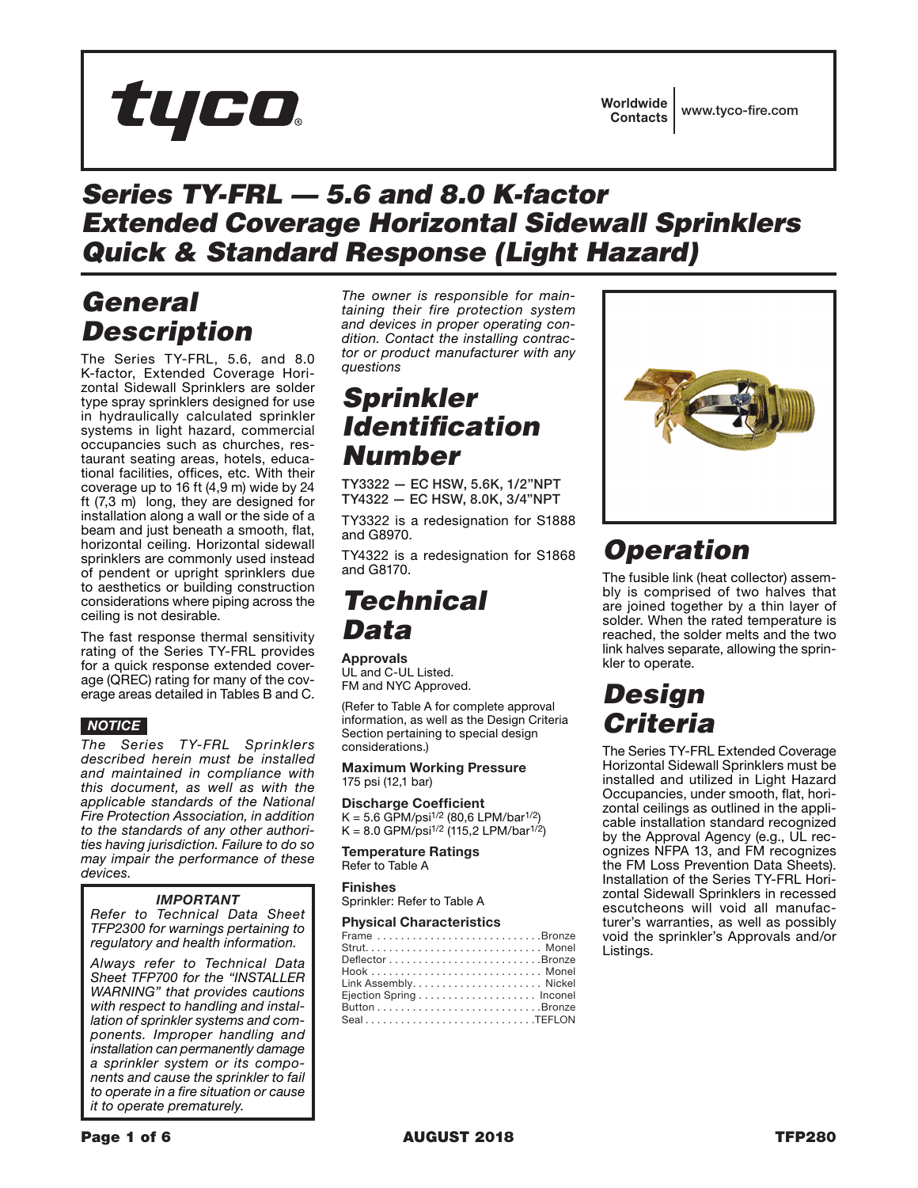tyco

Worldwide Contacts | www.tyco-fire.com

# Series TY-FRL — 5.6 and 8.0 K-factor Extended Coverage Horizontal Sidewall Sprinklers Quick & Standard Response (Light Hazard)

## General Description

The Series TY-FRL, 5.6, and 8.0 K-factor, Extended Coverage Horizontal Sidewall Sprinklers are solder type spray sprinklers designed for use in hydraulically calculated sprinkler systems in light hazard, commercial occupancies such as churches, restaurant seating areas, hotels, educational facilities, offices, etc. With their coverage up to 16 ft (4,9 m) wide by 24 ft (7,3 m) long, they are designed for installation along a wall or the side of a beam and just beneath a smooth, flat, horizontal ceiling. Horizontal sidewall sprinklers are commonly used instead of pendent or upright sprinklers due to aesthetics or building construction considerations where piping across the ceiling is not desirable.

The fast response thermal sensitivity rating of the Series TY-FRL provides for a quick response extended coverage (QREC) rating for many of the coverage areas detailed in Tables B and C.

**NOTICE**

*The Series TY-FRL Sprinklers described herein must be installed and maintained in compliance with this document, as well as with the applicable standards of the National Fire Protection Association, in addition to the standards of any other authorities having jurisdiction. Failure to do so may impair the performance of these devices.*

***IMPORTANT***

*Refer to Technical Data Sheet TFP2300 for warnings pertaining to regulatory and health information.*

*Always refer to Technical Data Sheet TFP700 for the "INSTALLER WARNING" that provides cautions with respect to handling and installation of sprinkler systems and components. Improper handling and installation can permanently damage a sprinkler system or its components and cause the sprinkler to fail to operate in a fire situation or cause it to operate prematurely.*

*The owner is responsible for maintaining their fire protection system and devices in proper operating condition. Contact the installing contractor or product manufacturer with any questions*

## Sprinkler Identification Number

**TY3322 — EC HSW, 5.6K, 1/2"NPT**
**TY4322 — EC HSW, 8.0K, 3/4"NPT**

TY3322 is a redesignation for S1888 and G8970.

TY4322 is a redesignation for S1868 and G8170.

## Technical Data

**Approvals**
UL and C-UL Listed.
FM and NYC Approved.

(Refer to Table A for complete approval information, as well as the Design Criteria Section pertaining to special design considerations.)

**Maximum Working Pressure**
175 psi (12,1 bar)

**Discharge Coefficient**
K = 5.6 GPM/psi$^{1/2}$ (80,6 LPM/bar$^{1/2}$)
K = 8.0 GPM/psi$^{1/2}$ (115,2 LPM/bar$^{1/2}$)

**Temperature Ratings**
Refer to Table A

**Finishes**
Sprinkler: Refer to Table A

**Physical Characteristics**

| | |
|---|---|
| Frame | Bronze |
| Strut | Monel |
| Deflector | Bronze |
| Hook | Monel |
| Link Assembly | Nickel |
| Ejection Spring | Inconel |
| Button | Bronze |
| Seal | TEFLON |

## Operation

The fusible link (heat collector) assembly is comprised of two halves that are joined together by a thin layer of solder. When the rated temperature is reached, the solder melts and the two link halves separate, allowing the sprinkler to operate.

## Design Criteria

The Series TY-FRL Extended Coverage Horizontal Sidewall Sprinklers must be installed and utilized in Light Hazard Occupancies, under smooth, flat, horizontal ceilings as outlined in the applicable installation standard recognized by the Approval Agency (e.g., UL recognizes NFPA 13, and FM recognizes the FM Loss Prevention Data Sheets). Installation of the Series TY-FRL Horizontal Sidewall Sprinklers in recessed escutcheons will void all manufacturer's warranties, as well as possibly void the sprinkler's Approvals and/or Listings.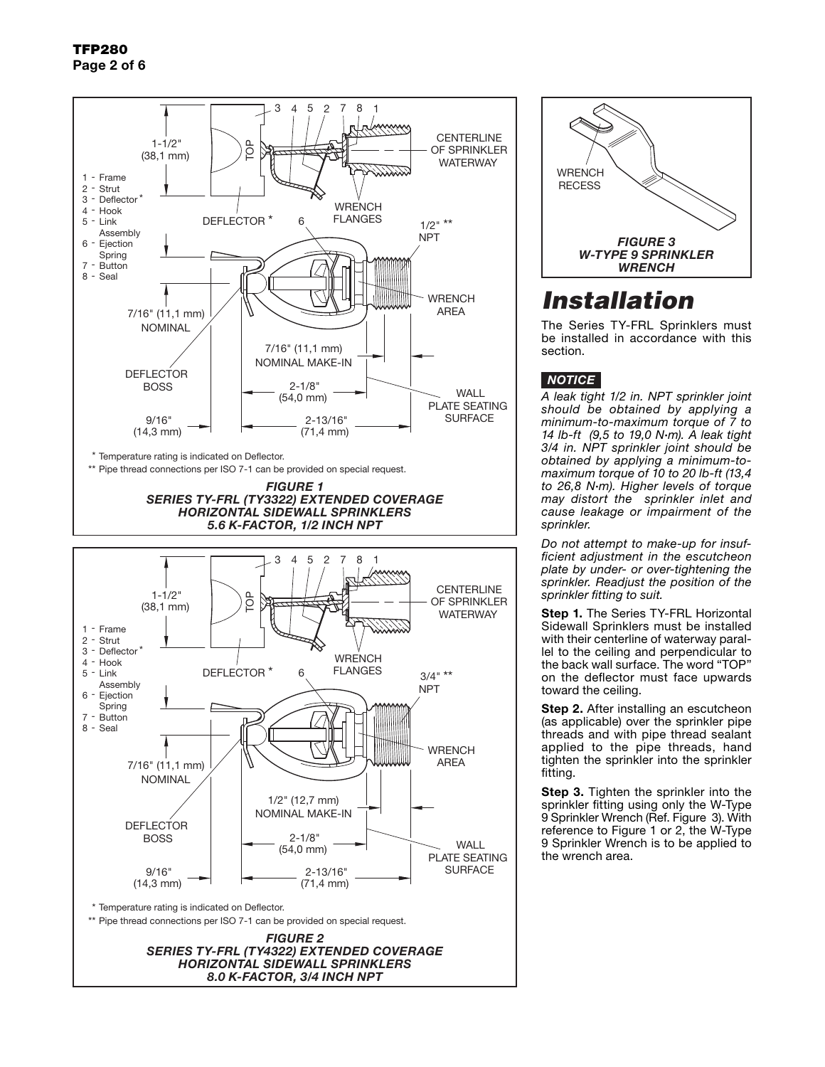1 - Frame
2 - Strut
3 - Deflector*
4 - Hook
5 - Link Assembly
6 - Ejection Spring
7 - Button
8 - Seal

\* Temperature rating is indicated on Deflector.

\*\* Pipe thread connections per ISO 7-1 can be provided on special request.

*FIGURE 1*
*SERIES TY-FRL (TY3322) EXTENDED COVERAGE HORIZONTAL SIDEWALL SPRINKLERS 5.6 K-FACTOR, 1/2 INCH NPT*

1 - Frame
2 - Strut
3 - Deflector*
4 - Hook
5 - Link Assembly
6 - Ejection Spring
7 - Button
8 - Seal

\* Temperature rating is indicated on Deflector.

\*\* Pipe thread connections per ISO 7-1 can be provided on special request.

*FIGURE 2*
*SERIES TY-FRL (TY4322) EXTENDED COVERAGE HORIZONTAL SIDEWALL SPRINKLERS 8.0 K-FACTOR, 3/4 INCH NPT*

*FIGURE 3*
*W-TYPE 9 SPRINKLER WRENCH*

# Installation

The Series TY-FRL Sprinklers must be installed in accordance with this section.

***NOTICE***

*A leak tight 1/2 in. NPT sprinkler joint should be obtained by applying a minimum-to-maximum torque of 7 to 14 lb-ft (9,5 to 19,0 N·m). A leak tight 3/4 in. NPT sprinkler joint should be obtained by applying a minimum-to-maximum torque of 10 to 20 lb-ft (13,4 to 26,8 N·m). Higher levels of torque may distort the sprinkler inlet and cause leakage or impairment of the sprinkler.*

*Do not attempt to make-up for insufficient adjustment in the escutcheon plate by under- or over-tightening the sprinkler. Readjust the position of the sprinkler fitting to suit.*

**Step 1.** The Series TY-FRL Horizontal Sidewall Sprinklers must be installed with their centerline of waterway parallel to the ceiling and perpendicular to the back wall surface. The word "TOP" on the deflector must face upwards toward the ceiling.

**Step 2.** After installing an escutcheon (as applicable) over the sprinkler pipe threads and with pipe thread sealant applied to the pipe threads, hand tighten the sprinkler into the sprinkler fitting.

**Step 3.** Tighten the sprinkler into the sprinkler fitting using only the W-Type 9 Sprinkler Wrench (Ref. Figure 3). With reference to Figure 1 or 2, the W-Type 9 Sprinkler Wrench is to be applied to the wrench area.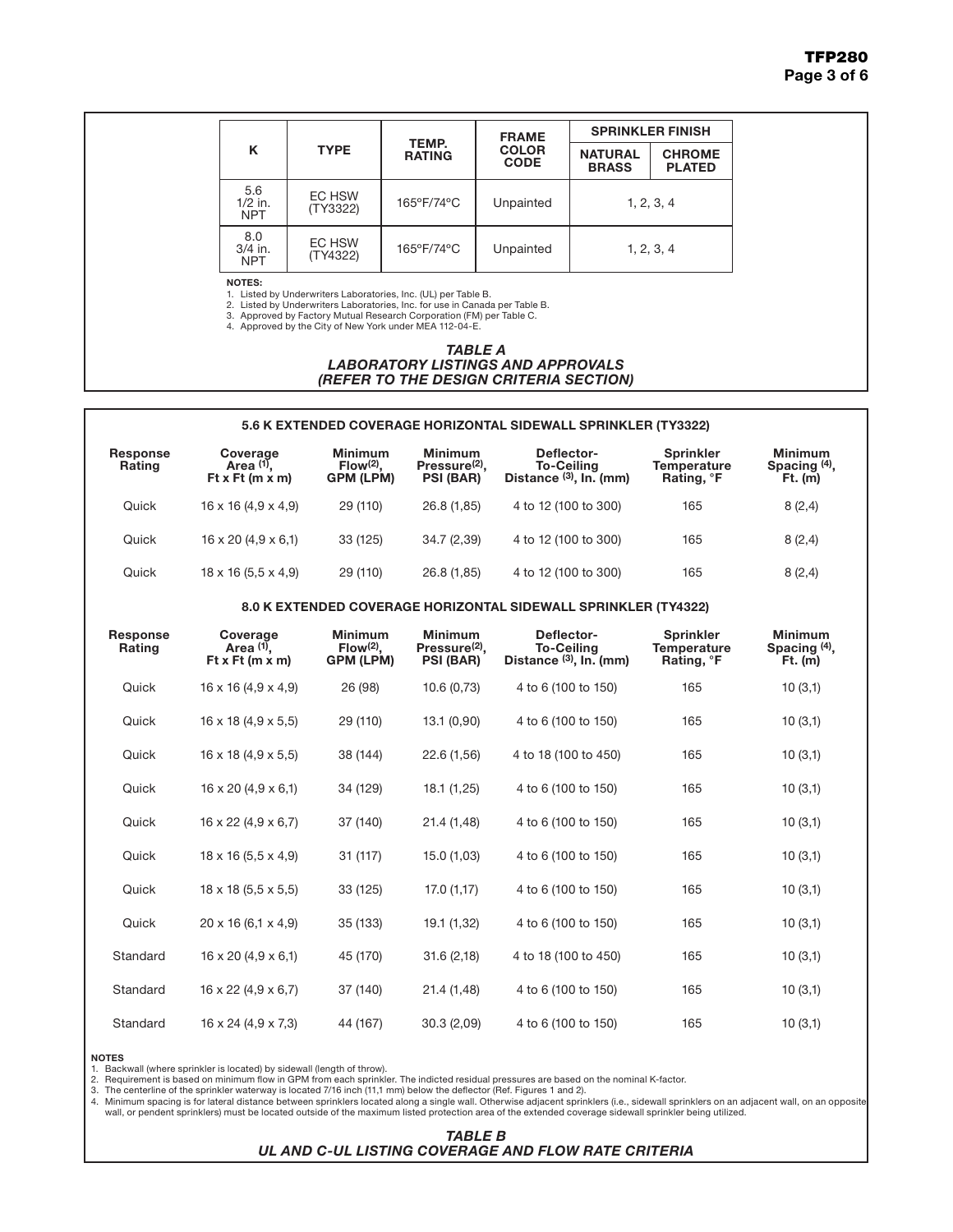| K | TYPE | TEMP. RATING | FRAME COLOR CODE | SPRINKLER FINISH | |
|---|---|---|---|---|---|
| | | | | NATURAL BRASS | CHROME PLATED |
| 5.6 1/2 in. NPT | EC HSW (TY3322) | 165°F/74°C | Unpainted | 1, 2, 3, 4 | |
| 8.0 3/4 in. NPT | EC HSW (TY4322) | 165°F/74°C | Unpainted | 1, 2, 3, 4 | |

**NOTES:**
1. Listed by Underwriters Laboratories, Inc. (UL) per Table B.
2. Listed by Underwriters Laboratories, Inc. for use in Canada per Table B.
3. Approved by Factory Mutual Research Corporation (FM) per Table C.
4. Approved by the City of New York under MEA 112-04-E.

***TABLE A***
***LABORATORY LISTINGS AND APPROVALS***
***(REFER TO THE DESIGN CRITERIA SECTION)***

**5.6 K EXTENDED COVERAGE HORIZONTAL SIDEWALL SPRINKLER (TY3322)**

| Response Rating | Coverage Area (1), Ft x Ft (m x m) | Minimum Flow(2), GPM (LPM) | Minimum Pressure(2), PSI (BAR) | Deflector-To-Ceiling Distance (3), In. (mm) | Sprinkler Temperature Rating, °F | Minimum Spacing (4), Ft. (m) |
|---|---|---|---|---|---|---|
| Quick | 16 x 16 (4,9 x 4,9) | 29 (110) | 26.8 (1,85) | 4 to 12 (100 to 300) | 165 | 8 (2,4) |
| Quick | 16 x 20 (4,9 x 6,1) | 33 (125) | 34.7 (2,39) | 4 to 12 (100 to 300) | 165 | 8 (2,4) |
| Quick | 18 x 16 (5,5 x 4,9) | 29 (110) | 26.8 (1,85) | 4 to 12 (100 to 300) | 165 | 8 (2,4) |

**8.0 K EXTENDED COVERAGE HORIZONTAL SIDEWALL SPRINKLER (TY4322)**

| Response Rating | Coverage Area (1), Ft x Ft (m x m) | Minimum Flow(2), GPM (LPM) | Minimum Pressure(2), PSI (BAR) | Deflector-To-Ceiling Distance (3), In. (mm) | Sprinkler Temperature Rating, °F | Minimum Spacing (4), Ft. (m) |
|---|---|---|---|---|---|---|
| Quick | 16 x 16 (4,9 x 4,9) | 26 (98) | 10.6 (0,73) | 4 to 6 (100 to 150) | 165 | 10 (3,1) |
| Quick | 16 x 18 (4,9 x 5,5) | 29 (110) | 13.1 (0,90) | 4 to 6 (100 to 150) | 165 | 10 (3,1) |
| Quick | 16 x 18 (4,9 x 5,5) | 38 (144) | 22.6 (1,56) | 4 to 18 (100 to 450) | 165 | 10 (3,1) |
| Quick | 16 x 20 (4,9 x 6,1) | 34 (129) | 18.1 (1,25) | 4 to 6 (100 to 150) | 165 | 10 (3,1) |
| Quick | 16 x 22 (4,9 x 6,7) | 37 (140) | 21.4 (1,48) | 4 to 6 (100 to 150) | 165 | 10 (3,1) |
| Quick | 18 x 16 (5,5 x 4,9) | 31 (117) | 15.0 (1,03) | 4 to 6 (100 to 150) | 165 | 10 (3,1) |
| Quick | 18 x 18 (5,5 x 5,5) | 33 (125) | 17.0 (1,17) | 4 to 6 (100 to 150) | 165 | 10 (3,1) |
| Quick | 20 x 16 (6,1 x 4,9) | 35 (133) | 19.1 (1,32) | 4 to 6 (100 to 150) | 165 | 10 (3,1) |
| Standard | 16 x 20 (4,9 x 6,1) | 45 (170) | 31.6 (2,18) | 4 to 18 (100 to 450) | 165 | 10 (3,1) |
| Standard | 16 x 22 (4,9 x 6,7) | 37 (140) | 21.4 (1,48) | 4 to 6 (100 to 150) | 165 | 10 (3,1) |
| Standard | 16 x 24 (4,9 x 7,3) | 44 (167) | 30.3 (2,09) | 4 to 6 (100 to 150) | 165 | 10 (3,1) |

**NOTES**
1. Backwall (where sprinkler is located) by sidewall (length of throw).
2. Requirement is based on minimum flow in GPM from each sprinkler. The indicted residual pressures are based on the nominal K-factor.
3. The centerline of the sprinkler waterway is located 7/16 inch (11,1 mm) below the deflector (Ref. Figures 1 and 2).
4. Minimum spacing is for lateral distance between sprinklers located along a single wall. Otherwise adjacent sprinklers (i.e., sidewall sprinklers on an adjacent wall, on an opposite wall, or pendent sprinklers) must be located outside of the maximum listed protection area of the extended coverage sidewall sprinkler being utilized.

***TABLE B***
***UL AND C-UL LISTING COVERAGE AND FLOW RATE CRITERIA***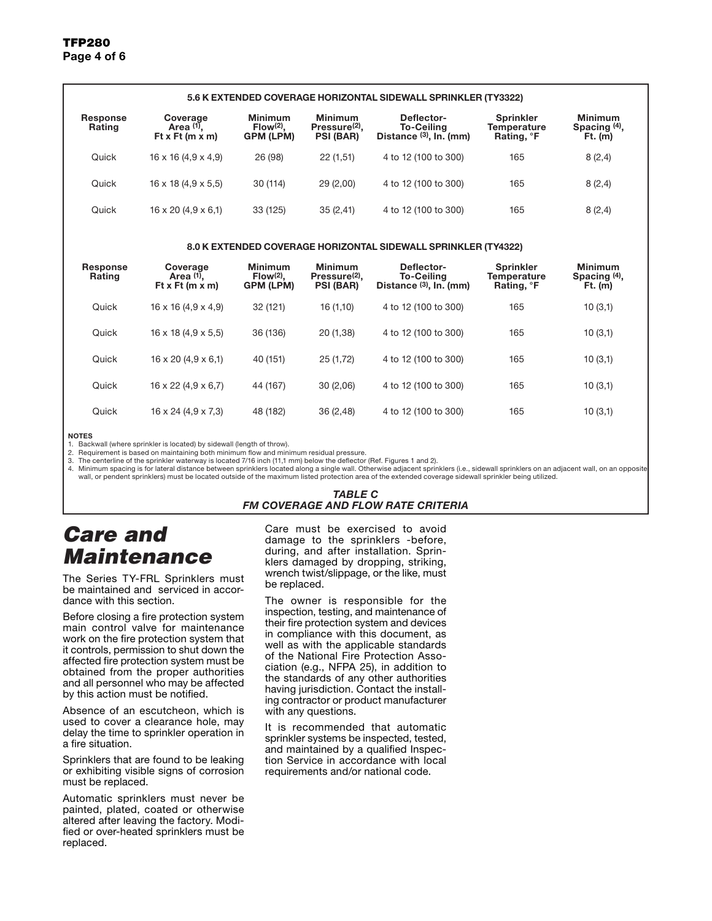**5.6 K EXTENDED COVERAGE HORIZONTAL SIDEWALL SPRINKLER (TY3322)**

| Response Rating | Coverage Area (1), Ft x Ft (m x m) | Minimum Flow(2), GPM (LPM) | Minimum Pressure(2), PSI (BAR) | Deflector-To-Ceiling Distance (3), In. (mm) | Sprinkler Temperature Rating, °F | Minimum Spacing (4), Ft. (m) |
|---|---|---|---|---|---|---|
| Quick | 16 x 16 (4,9 x 4,9) | 26 (98) | 22 (1,51) | 4 to 12 (100 to 300) | 165 | 8 (2,4) |
| Quick | 16 x 18 (4,9 x 5,5) | 30 (114) | 29 (2,00) | 4 to 12 (100 to 300) | 165 | 8 (2,4) |
| Quick | 16 x 20 (4,9 x 6,1) | 33 (125) | 35 (2,41) | 4 to 12 (100 to 300) | 165 | 8 (2,4) |

**8.0 K EXTENDED COVERAGE HORIZONTAL SIDEWALL SPRINKLER (TY4322)**

| Response Rating | Coverage Area (1), Ft x Ft (m x m) | Minimum Flow(2), GPM (LPM) | Minimum Pressure(2), PSI (BAR) | Deflector-To-Ceiling Distance (3), In. (mm) | Sprinkler Temperature Rating, °F | Minimum Spacing (4), Ft. (m) |
|---|---|---|---|---|---|---|
| Quick | 16 x 16 (4,9 x 4,9) | 32 (121) | 16 (1,10) | 4 to 12 (100 to 300) | 165 | 10 (3,1) |
| Quick | 16 x 18 (4,9 x 5,5) | 36 (136) | 20 (1,38) | 4 to 12 (100 to 300) | 165 | 10 (3,1) |
| Quick | 16 x 20 (4,9 x 6,1) | 40 (151) | 25 (1,72) | 4 to 12 (100 to 300) | 165 | 10 (3,1) |
| Quick | 16 x 22 (4,9 x 6,7) | 44 (167) | 30 (2,06) | 4 to 12 (100 to 300) | 165 | 10 (3,1) |
| Quick | 16 x 24 (4,9 x 7,3) | 48 (182) | 36 (2,48) | 4 to 12 (100 to 300) | 165 | 10 (3,1) |

**NOTES**

1. Backwall (where sprinkler is located) by sidewall (length of throw).
2. Requirement is based on maintaining both minimum flow and minimum residual pressure.
3. The centerline of the sprinkler waterway is located 7/16 inch (11,1 mm) below the deflector (Ref. Figures 1 and 2).
4. Minimum spacing is for lateral distance between sprinklers located along a single wall. Otherwise adjacent sprinklers (i.e., sidewall sprinklers on an adjacent wall, on an opposite wall, or pendent sprinklers) must be located outside of the maximum listed protection area of the extended coverage sidewall sprinkler being utilized.

***TABLE C***
***FM COVERAGE AND FLOW RATE CRITERIA***

# *Care and Maintenance*

The Series TY-FRL Sprinklers must be maintained and serviced in accordance with this section.

Before closing a fire protection system main control valve for maintenance work on the fire protection system that it controls, permission to shut down the affected fire protection system must be obtained from the proper authorities and all personnel who may be affected by this action must be notified.

Absence of an escutcheon, which is used to cover a clearance hole, may delay the time to sprinkler operation in a fire situation.

Sprinklers that are found to be leaking or exhibiting visible signs of corrosion must be replaced.

Automatic sprinklers must never be painted, plated, coated or otherwise altered after leaving the factory. Modified or over-heated sprinklers must be replaced.

Care must be exercised to avoid damage to the sprinklers -before, during, and after installation. Sprinklers damaged by dropping, striking, wrench twist/slippage, or the like, must be replaced.

The owner is responsible for the inspection, testing, and maintenance of their fire protection system and devices in compliance with this document, as well as with the applicable standards of the National Fire Protection Association (e.g., NFPA 25), in addition to the standards of any other authorities having jurisdiction. Contact the installing contractor or product manufacturer with any questions.

It is recommended that automatic sprinkler systems be inspected, tested, and maintained by a qualified Inspection Service in accordance with local requirements and/or national code.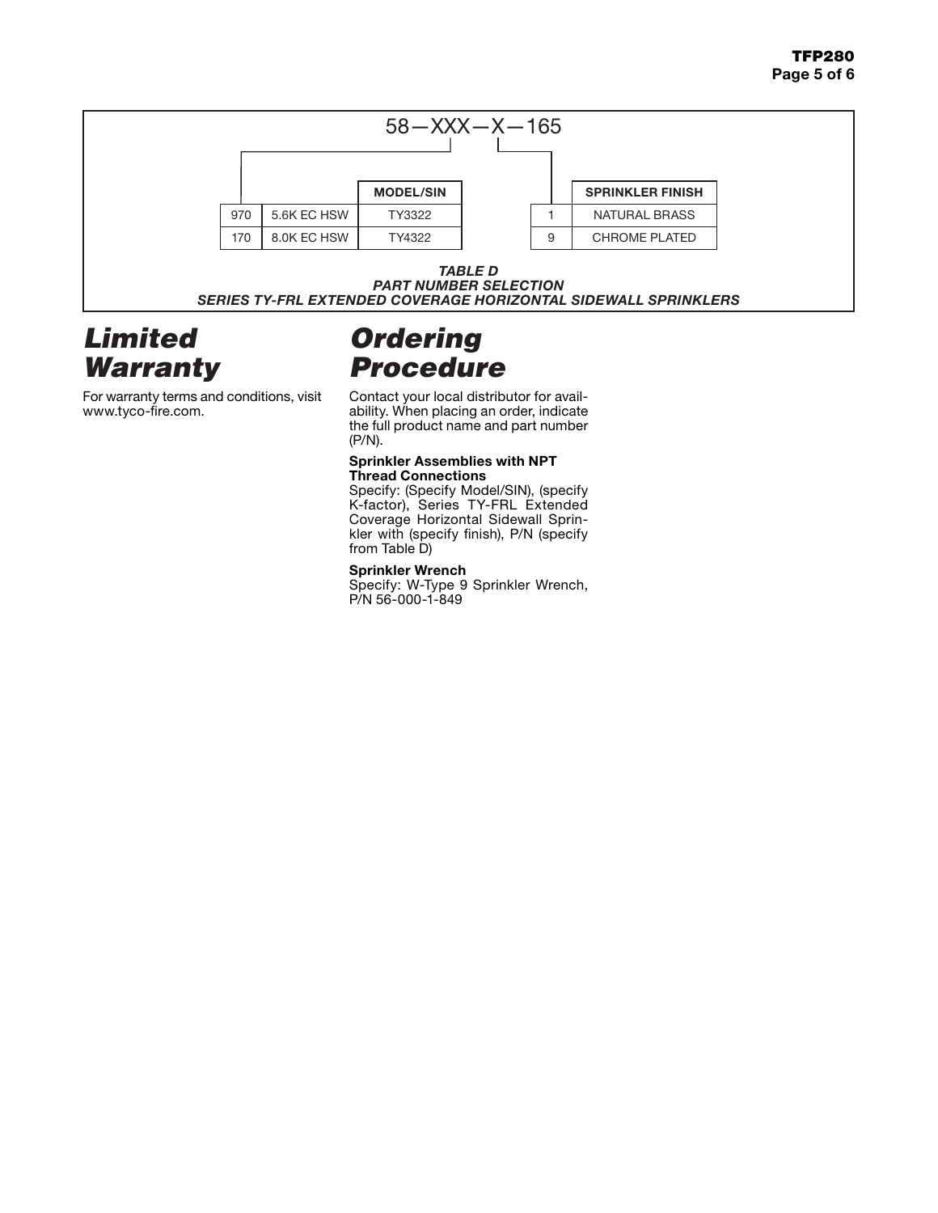58—XXX—X—165

| | | MODEL/SIN |
|---|---|---|
| 970 | 5.6K EC HSW | TY3322 |
| 170 | 8.0K EC HSW | TY4322 |

| | SPRINKLER FINISH |
|---|---|
| 1 | NATURAL BRASS |
| 9 | CHROME PLATED |

***TABLE D***
***PART NUMBER SELECTION***
***SERIES TY-FRL EXTENDED COVERAGE HORIZONTAL SIDEWALL SPRINKLERS***

# *Limited Warranty*

For warranty terms and conditions, visit www.tyco-fire.com.

# *Ordering Procedure*

Contact your local distributor for availability. When placing an order, indicate the full product name and part number (P/N).

**Sprinkler Assemblies with NPT Thread Connections**
Specify: (Specify Model/SIN), (specify K-factor), Series TY-FRL Extended Coverage Horizontal Sidewall Sprinkler with (specify finish), P/N (specify from Table D)

**Sprinkler Wrench**
Specify: W-Type 9 Sprinkler Wrench, P/N 56-000-1-849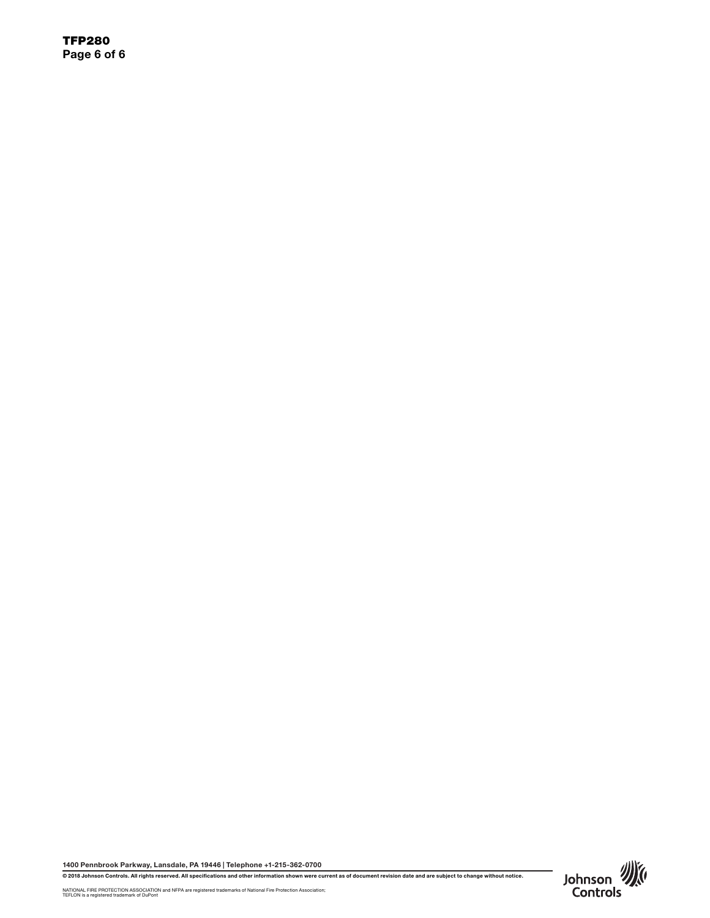1400 Pennbrook Parkway, Lansdale, PA 19446 | Telephone +1-215-362-0700

© 2018 Johnson Controls. All rights reserved. All specifications and other information shown were current as of document revision date and are subject to change without notice.

NATIONAL FIRE PROTECTION ASSOCIATION and NFPA are registered trademarks of National Fire Protection Association;
TEFLON is a registered trademark of DuPont